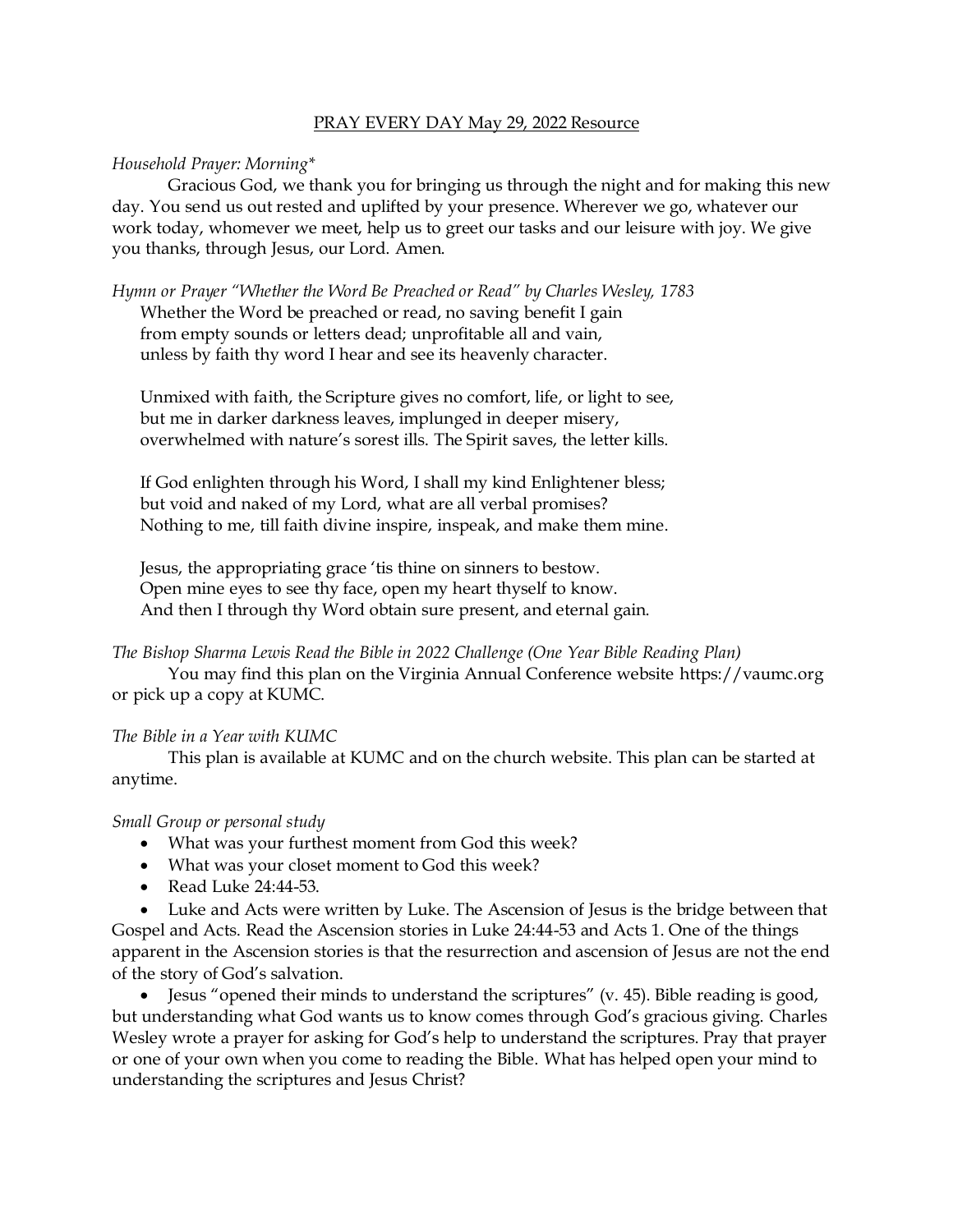PRAY EVERY DAY May 29, 2022 Resource

*Household Prayer: Morning**

Gracious God, we thank you for bringing us through the night and for making this new day. You send us out rested and uplifted by your presence. Wherever we go, whatever our work today, whomever we meet, help us to greet our tasks and our leisure with joy. We give you thanks, through Jesus, our Lord. Amen.

*Hymn or Prayer "Whether the Word Be Preached or Read" by Charles Wesley, 1783*

Whether the Word be preached or read, no saving benefit I gain
from empty sounds or letters dead; unprofitable all and vain,
unless by faith thy word I hear and see its heavenly character.

Unmixed with faith, the Scripture gives no comfort, life, or light to see,
but me in darker darkness leaves, implunged in deeper misery,
overwhelmed with nature's sorest ills. The Spirit saves, the letter kills.

If God enlighten through his Word, I shall my kind Enlightener bless;
but void and naked of my Lord, what are all verbal promises?
Nothing to me, till faith divine inspire, inspeak, and make them mine.

Jesus, the appropriating grace 'tis thine on sinners to bestow.
Open mine eyes to see thy face, open my heart thyself to know.
And then I through thy Word obtain sure present, and eternal gain.

*The Bishop Sharma Lewis Read the Bible in 2022 Challenge (One Year Bible Reading Plan)*

You may find this plan on the Virginia Annual Conference website https://vaumc.org or pick up a copy at KUMC.

*The Bible in a Year with KUMC*

This plan is available at KUMC and on the church website. This plan can be started at anytime.

*Small Group or personal study*

- What was your furthest moment from God this week?
- What was your closet moment to God this week?
- Read Luke 24:44-53.
- Luke and Acts were written by Luke. The Ascension of Jesus is the bridge between that Gospel and Acts. Read the Ascension stories in Luke 24:44-53 and Acts 1. One of the things apparent in the Ascension stories is that the resurrection and ascension of Jesus are not the end of the story of God's salvation.
- Jesus "opened their minds to understand the scriptures" (v. 45). Bible reading is good, but understanding what God wants us to know comes through God's gracious giving. Charles Wesley wrote a prayer for asking for God's help to understand the scriptures. Pray that prayer or one of your own when you come to reading the Bible. What has helped open your mind to understanding the scriptures and Jesus Christ?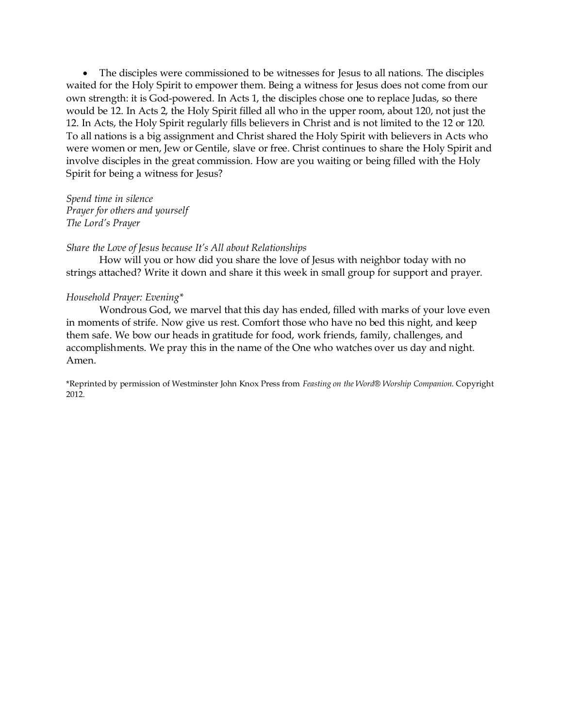- The disciples were commissioned to be witnesses for Jesus to all nations. The disciples waited for the Holy Spirit to empower them. Being a witness for Jesus does not come from our own strength: it is God-powered. In Acts 1, the disciples chose one to replace Judas, so there would be 12. In Acts 2, the Holy Spirit filled all who in the upper room, about 120, not just the 12. In Acts, the Holy Spirit regularly fills believers in Christ and is not limited to the 12 or 120. To all nations is a big assignment and Christ shared the Holy Spirit with believers in Acts who were women or men, Jew or Gentile, slave or free. Christ continues to share the Holy Spirit and involve disciples in the great commission. How are you waiting or being filled with the Holy Spirit for being a witness for Jesus?

*Spend time in silence*
*Prayer for others and yourself*
*The Lord's Prayer*

*Share the Love of Jesus because It's All about Relationships*

How will you or how did you share the love of Jesus with neighbor today with no strings attached? Write it down and share it this week in small group for support and prayer.

*Household Prayer: Evening**

Wondrous God, we marvel that this day has ended, filled with marks of your love even in moments of strife. Now give us rest. Comfort those who have no bed this night, and keep them safe. We bow our heads in gratitude for food, work friends, family, challenges, and accomplishments. We pray this in the name of the One who watches over us day and night. Amen.

*Reprinted by permission of Westminster John Knox Press from *Feasting on the Word® Worship Companion*. Copyright 2012.